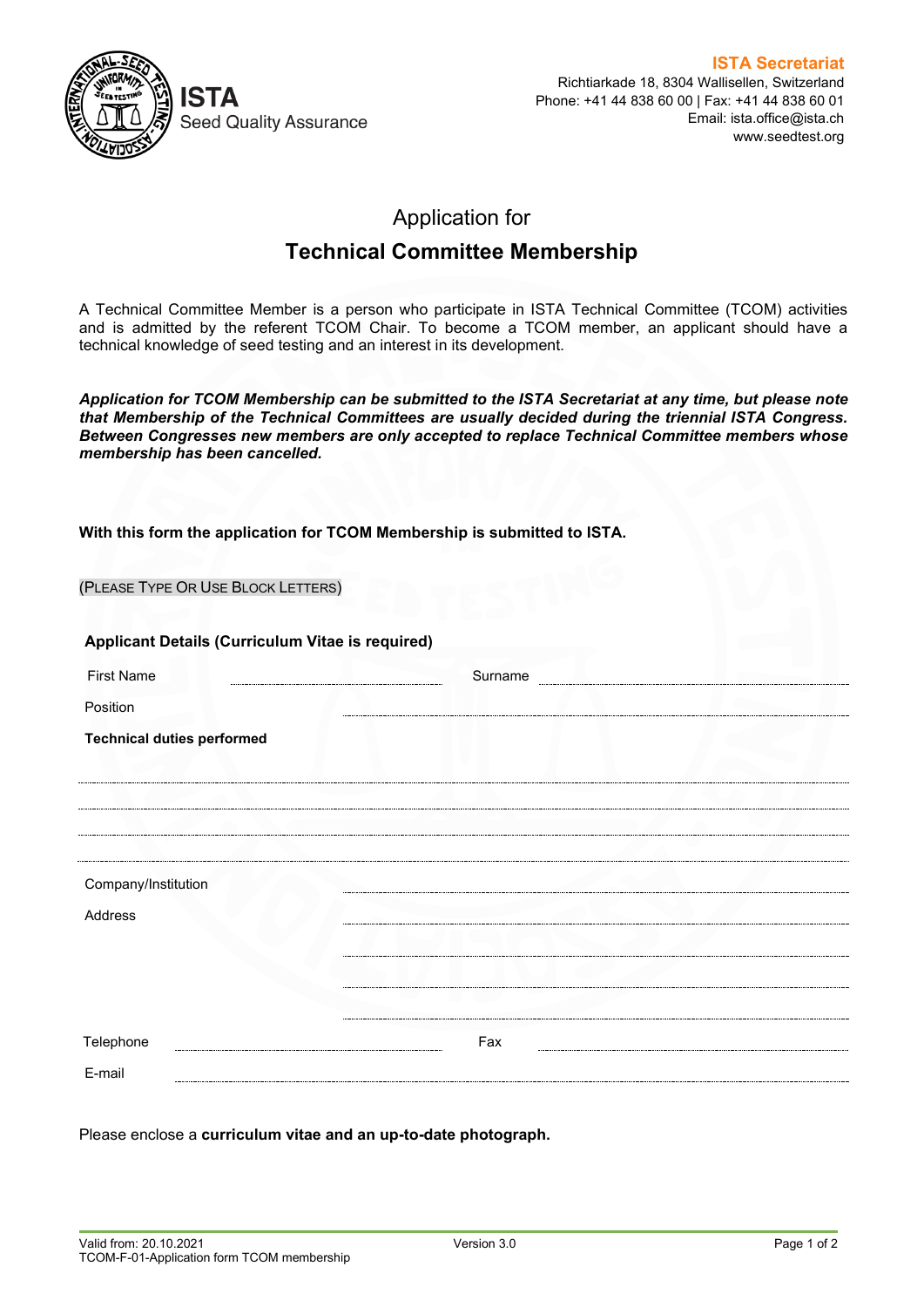**ISTA**
Seed Quality Assurance

**ISTA Secretariat**
Richtiarkade 18, 8304 Wallisellen, Switzerland
Phone: +41 44 838 60 00 | Fax: +41 44 838 60 01
Email: ista.office@ista.ch
www.seedtest.org

# Application for
# Technical Committee Membership

A Technical Committee Member is a person who participate in ISTA Technical Committee (TCOM) activities and is admitted by the referent TCOM Chair. To become a TCOM member, an applicant should have a technical knowledge of seed testing and an interest in its development.

***Application for TCOM Membership can be submitted to the ISTA Secretariat at any time, but please note that Membership of the Technical Committees are usually decided during the triennial ISTA Congress. Between Congresses new members are only accepted to replace Technical Committee members whose membership has been cancelled.***

**With this form the application for TCOM Membership is submitted to ISTA.**

(PLEASE TYPE OR USE BLOCK LETTERS)

**Applicant Details (Curriculum Vitae is required)**

First Name .................................... Surname ....................................

Position ....................................

**Technical duties performed**

....................................

....................................

....................................

....................................

Company/Institution ....................................

Address ....................................

....................................

....................................

....................................

Telephone .................................... Fax ....................................

E-mail ....................................

Please enclose a **curriculum vitae and an up-to-date photograph.**

Valid from: 20.10.2021
TCOM-F-01-Application form TCOM membership
Version 3.0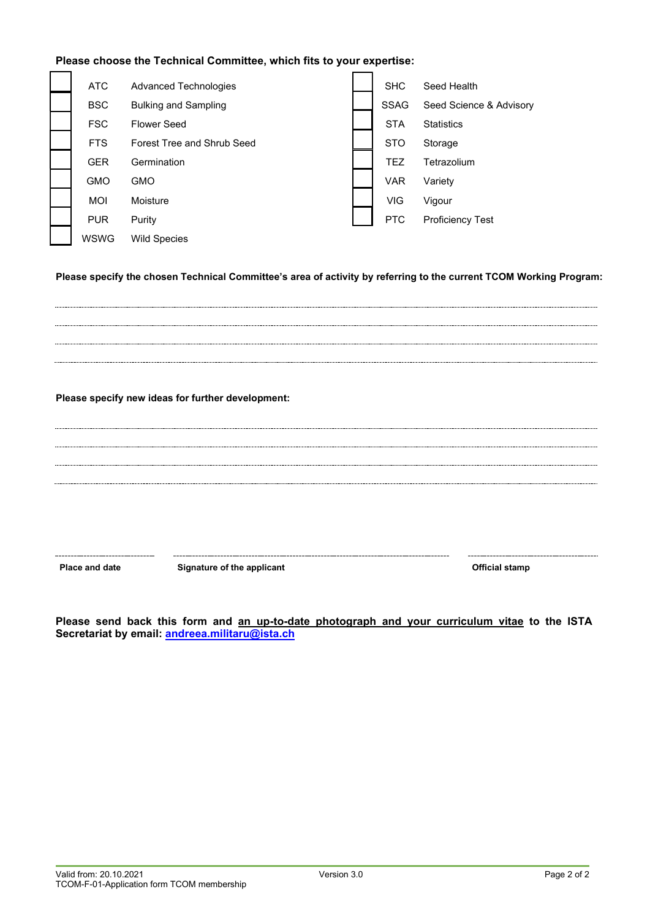**Please choose the Technical Committee, which fits to your expertise:**

| | | | | | |
|---|---|---|---|---|---|
| ☐ | ATC | Advanced Technologies | ☐ | SHC | Seed Health |
| ☐ | BSC | Bulking and Sampling | ☐ | SSAG | Seed Science & Advisory |
| ☐ | FSC | Flower Seed | ☐ | STA | Statistics |
| ☐ | FTS | Forest Tree and Shrub Seed | ☐ | STO | Storage |
| ☐ | GER | Germination | ☐ | TEZ | Tetrazolium |
| ☐ | GMO | GMO | ☐ | VAR | Variety |
| ☐ | MOI | Moisture | ☐ | VIG | Vigour |
| ☐ | PUR | Purity | ☐ | PTC | Proficiency Test |
| ☐ | WSWG | Wild Species | | | |

**Please specify the chosen Technical Committee's area of activity by referring to the current TCOM Working Program:**

..........................................................................................................................................................................................

..........................................................................................................................................................................................

..........................................................................................................................................................................................

..........................................................................................................................................................................................

**Please specify new ideas for further development:**

..........................................................................................................................................................................................

..........................................................................................................................................................................................

..........................................................................................................................................................................................

..........................................................................................................................................................................................

| ............................ | ................................................................ | ............................ |
|---|---|---|
| **Place and date** | **Signature of the applicant** | **Official stamp** |

**Please send back this form and <u>an up-to-date photograph and your curriculum vitae</u> to the ISTA Secretariat by email: <u>andreea.militaru@ista.ch</u>**

Valid from: 20.10.2021 | Version 3.0
TCOM-F-01-Application form TCOM membership